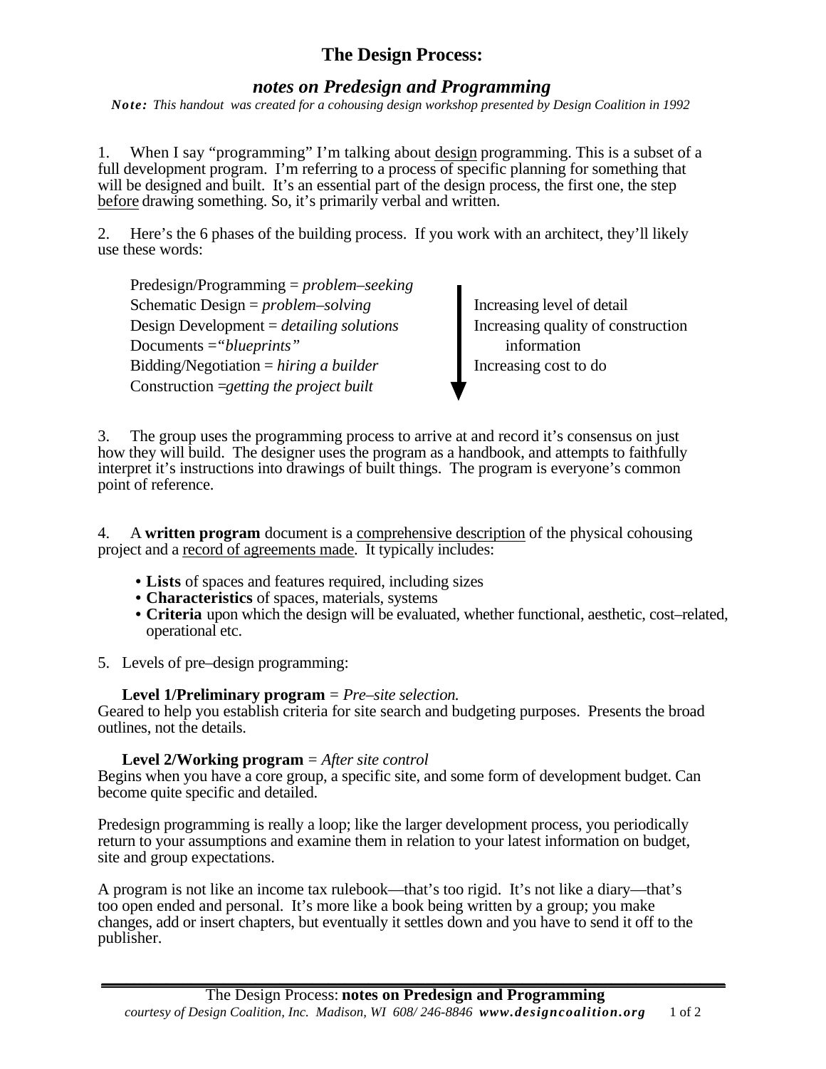# The Design Process:

## *notes on Predesign and Programming*

***Note:*** *This handout was created for a cohousing design workshop presented by Design Coalition in 1992*

1. When I say "programming" I'm talking about <u>design</u> programming. This is a subset of a full development program. I'm referring to a process of specific planning for something that will be designed and built. It's an essential part of the design process, the first one, the step <u>before</u> drawing something. So, it's primarily verbal and written.

2. Here's the 6 phases of the building process. If you work with an architect, they'll likely use these words:

   Predesign/Programming = *problem–seeking*
   Schematic Design = *problem–solving*
   Design Development = *detailing solutions*
   Documents =*"blueprints"*
   Bidding/Negotiation = *hiring a builder*
   Construction =*getting the project built*

   ↓ Increasing level of detail
   Increasing quality of construction information
   Increasing cost to do

3. The group uses the programming process to arrive at and record it's consensus on just how they will build. The designer uses the program as a handbook, and attempts to faithfully interpret it's instructions into drawings of built things. The program is everyone's common point of reference.

4. A **written program** document is a <u>comprehensive description</u> of the physical cohousing project and a <u>record of agreements made</u>. It typically includes:

   - **Lists** of spaces and features required, including sizes
   - **Characteristics** of spaces, materials, systems
   - **Criteria** upon which the design will be evaluated, whether functional, aesthetic, cost–related, operational etc.

5. Levels of pre–design programming:

   **Level 1/Preliminary program** = *Pre–site selection.*

Geared to help you establish criteria for site search and budgeting purposes. Presents the broad outlines, not the details.

   **Level 2/Working program** = *After site control*

Begins when you have a core group, a specific site, and some form of development budget. Can become quite specific and detailed.

Predesign programming is really a loop; like the larger development process, you periodically return to your assumptions and examine them in relation to your latest information on budget, site and group expectations.

A program is not like an income tax rulebook—that's too rigid. It's not like a diary—that's too open ended and personal. It's more like a book being written by a group; you make changes, add or insert chapters, but eventually it settles down and you have to send it off to the publisher.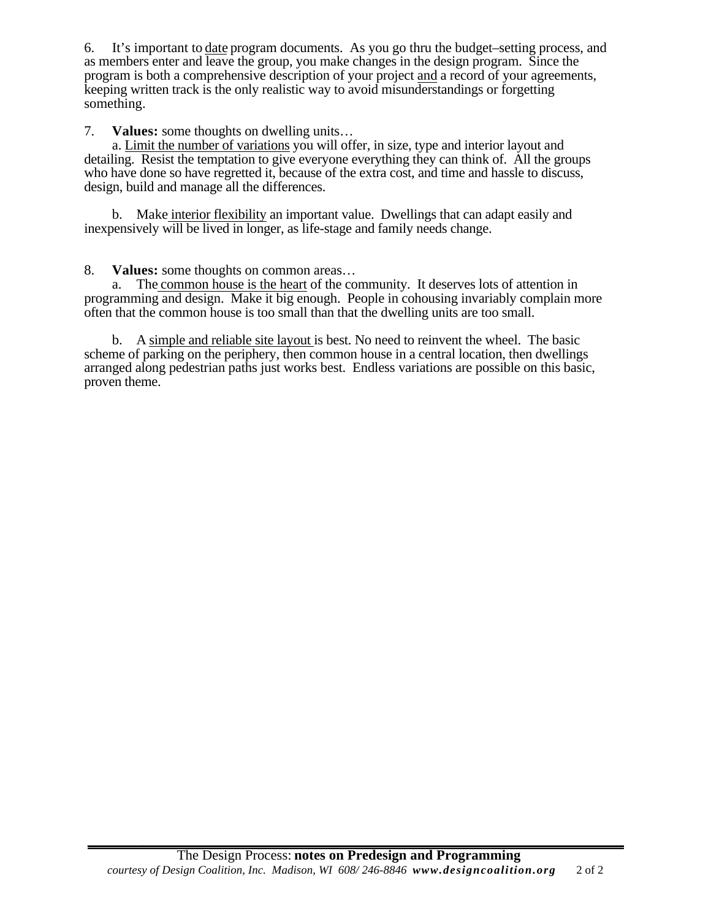6. It's important to <u>date</u> program documents. As you go thru the budget–setting process, and as members enter and leave the group, you make changes in the design program. Since the program is both a comprehensive description of your project <u>and</u> a record of your agreements, keeping written track is the only realistic way to avoid misunderstandings or forgetting something.

7. **Values:** some thoughts on dwelling units…

   a. <u>Limit the number of variations</u> you will offer, in size, type and interior layout and detailing. Resist the temptation to give everyone everything they can think of. All the groups who have done so have regretted it, because of the extra cost, and time and hassle to discuss, design, build and manage all the differences.

   b. Make <u>interior flexibility</u> an important value. Dwellings that can adapt easily and inexpensively will be lived in longer, as life-stage and family needs change.

8. **Values:** some thoughts on common areas…

   a. The <u>common house is the heart</u> of the community. It deserves lots of attention in programming and design. Make it big enough. People in cohousing invariably complain more often that the common house is too small than that the dwelling units are too small.

   b. A <u>simple and reliable site layout</u> is best. No need to reinvent the wheel. The basic scheme of parking on the periphery, then common house in a central location, then dwellings arranged along pedestrian paths just works best. Endless variations are possible on this basic, proven theme.